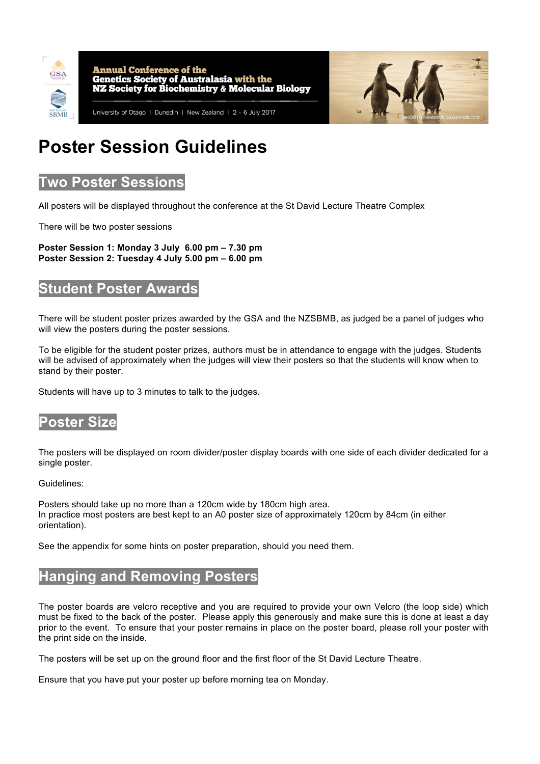Annual Conference of the
Genetics Society of Australasia with the
NZ Society for Biochemistry & Molecular Biology

University of Otago | Dunedin | New Zealand | 2 – 6 July 2017

# Poster Session Guidelines

## Two Poster Sessions

All posters will be displayed throughout the conference at the St David Lecture Theatre Complex

There will be two poster sessions

**Poster Session 1: Monday 3 July 6.00 pm – 7.30 pm**
**Poster Session 2: Tuesday 4 July 5.00 pm – 6.00 pm**

## Student Poster Awards

There will be student poster prizes awarded by the GSA and the NZSBMB, as judged be a panel of judges who will view the posters during the poster sessions.

To be eligible for the student poster prizes, authors must be in attendance to engage with the judges. Students will be advised of approximately when the judges will view their posters so that the students will know when to stand by their poster.

Students will have up to 3 minutes to talk to the judges.

## Poster Size

The posters will be displayed on room divider/poster display boards with one side of each divider dedicated for a single poster.

Guidelines:

Posters should take up no more than a 120cm wide by 180cm high area.
In practice most posters are best kept to an A0 poster size of approximately 120cm by 84cm (in either orientation).

See the appendix for some hints on poster preparation, should you need them.

## Hanging and Removing Posters

The poster boards are velcro receptive and you are required to provide your own Velcro (the loop side) which must be fixed to the back of the poster. Please apply this generously and make sure this is done at least a day prior to the event. To ensure that your poster remains in place on the poster board, please roll your poster with the print side on the inside.

The posters will be set up on the ground floor and the first floor of the St David Lecture Theatre.

Ensure that you have put your poster up before morning tea on Monday.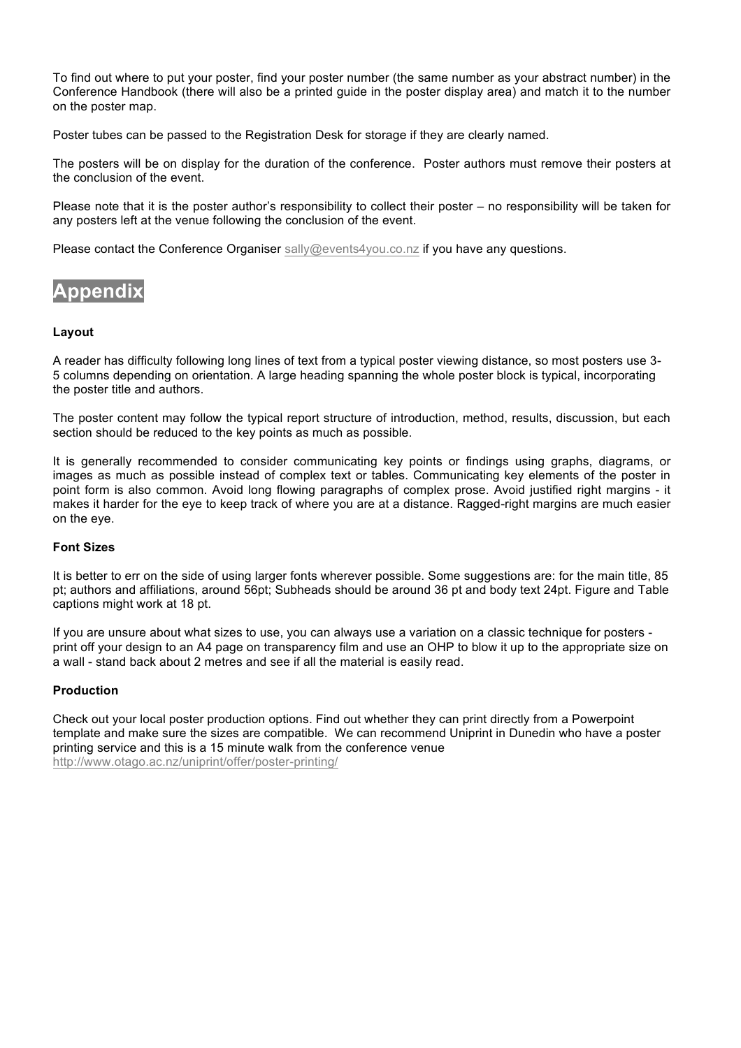To find out where to put your poster, find your poster number (the same number as your abstract number) in the Conference Handbook (there will also be a printed guide in the poster display area) and match it to the number on the poster map.

Poster tubes can be passed to the Registration Desk for storage if they are clearly named.

The posters will be on display for the duration of the conference. Poster authors must remove their posters at the conclusion of the event.

Please note that it is the poster author's responsibility to collect their poster – no responsibility will be taken for any posters left at the venue following the conclusion of the event.

Please contact the Conference Organiser sally@events4you.co.nz if you have any questions.

# Appendix

**Layout**

A reader has difficulty following long lines of text from a typical poster viewing distance, so most posters use 3-5 columns depending on orientation. A large heading spanning the whole poster block is typical, incorporating the poster title and authors.

The poster content may follow the typical report structure of introduction, method, results, discussion, but each section should be reduced to the key points as much as possible.

It is generally recommended to consider communicating key points or findings using graphs, diagrams, or images as much as possible instead of complex text or tables. Communicating key elements of the poster in point form is also common. Avoid long flowing paragraphs of complex prose. Avoid justified right margins - it makes it harder for the eye to keep track of where you are at a distance. Ragged-right margins are much easier on the eye.

**Font Sizes**

It is better to err on the side of using larger fonts wherever possible. Some suggestions are: for the main title, 85 pt; authors and affiliations, around 56pt; Subheads should be around 36 pt and body text 24pt. Figure and Table captions might work at 18 pt.

If you are unsure about what sizes to use, you can always use a variation on a classic technique for posters - print off your design to an A4 page on transparency film and use an OHP to blow it up to the appropriate size on a wall - stand back about 2 metres and see if all the material is easily read.

**Production**

Check out your local poster production options. Find out whether they can print directly from a Powerpoint template and make sure the sizes are compatible. We can recommend Uniprint in Dunedin who have a poster printing service and this is a 15 minute walk from the conference venue
http://www.otago.ac.nz/uniprint/offer/poster-printing/